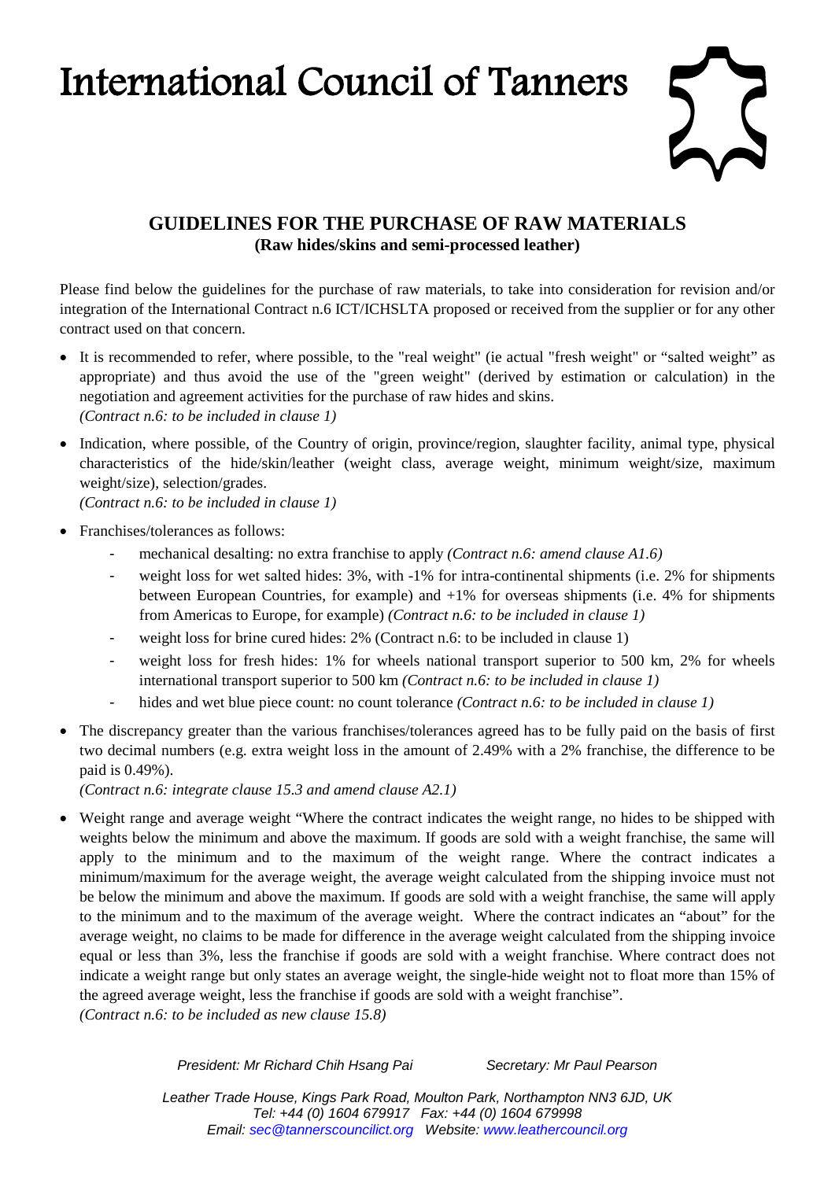# International Council of Tanners

## GUIDELINES FOR THE PURCHASE OF RAW MATERIALS

**(Raw hides/skins and semi-processed leather)**

Please find below the guidelines for the purchase of raw materials, to take into consideration for revision and/or integration of the International Contract n.6 ICT/ICHSLTA proposed or received from the supplier or for any other contract used on that concern.

- It is recommended to refer, where possible, to the "real weight" (ie actual "fresh weight" or "salted weight" as appropriate) and thus avoid the use of the "green weight" (derived by estimation or calculation) in the negotiation and agreement activities for the purchase of raw hides and skins.
  *(Contract n.6: to be included in clause 1)*
- Indication, where possible, of the Country of origin, province/region, slaughter facility, animal type, physical characteristics of the hide/skin/leather (weight class, average weight, minimum weight/size, maximum weight/size), selection/grades.
  *(Contract n.6: to be included in clause 1)*
- Franchises/tolerances as follows:
  - mechanical desalting: no extra franchise to apply *(Contract n.6: amend clause A1.6)*
  - weight loss for wet salted hides: 3%, with -1% for intra-continental shipments (i.e. 2% for shipments between European Countries, for example) and +1% for overseas shipments (i.e. 4% for shipments from Americas to Europe, for example) *(Contract n.6: to be included in clause 1)*
  - weight loss for brine cured hides: 2% (Contract n.6: to be included in clause 1)
  - weight loss for fresh hides: 1% for wheels national transport superior to 500 km, 2% for wheels international transport superior to 500 km *(Contract n.6: to be included in clause 1)*
  - hides and wet blue piece count: no count tolerance *(Contract n.6: to be included in clause 1)*
- The discrepancy greater than the various franchises/tolerances agreed has to be fully paid on the basis of first two decimal numbers (e.g. extra weight loss in the amount of 2.49% with a 2% franchise, the difference to be paid is 0.49%).
  *(Contract n.6: integrate clause 15.3 and amend clause A2.1)*
- Weight range and average weight "Where the contract indicates the weight range, no hides to be shipped with weights below the minimum and above the maximum. If goods are sold with a weight franchise, the same will apply to the minimum and to the maximum of the weight range. Where the contract indicates a minimum/maximum for the average weight, the average weight calculated from the shipping invoice must not be below the minimum and above the maximum. If goods are sold with a weight franchise, the same will apply to the minimum and to the maximum of the average weight. Where the contract indicates an "about" for the average weight, no claims to be made for difference in the average weight calculated from the shipping invoice equal or less than 3%, less the franchise if goods are sold with a weight franchise. Where contract does not indicate a weight range but only states an average weight, the single-hide weight not to float more than 15% of the agreed average weight, less the franchise if goods are sold with a weight franchise".
  *(Contract n.6: to be included as new clause 15.8)*

*President: Mr Richard Chih Hsang Pai* *Secretary: Mr Paul Pearson*

*Leather Trade House, Kings Park Road, Moulton Park, Northampton NN3 6JD, UK*
*Tel: +44 (0) 1604 679917 Fax: +44 (0) 1604 679998*
*Email: sec@tannerscouncilict.org Website: www.leathercouncil.org*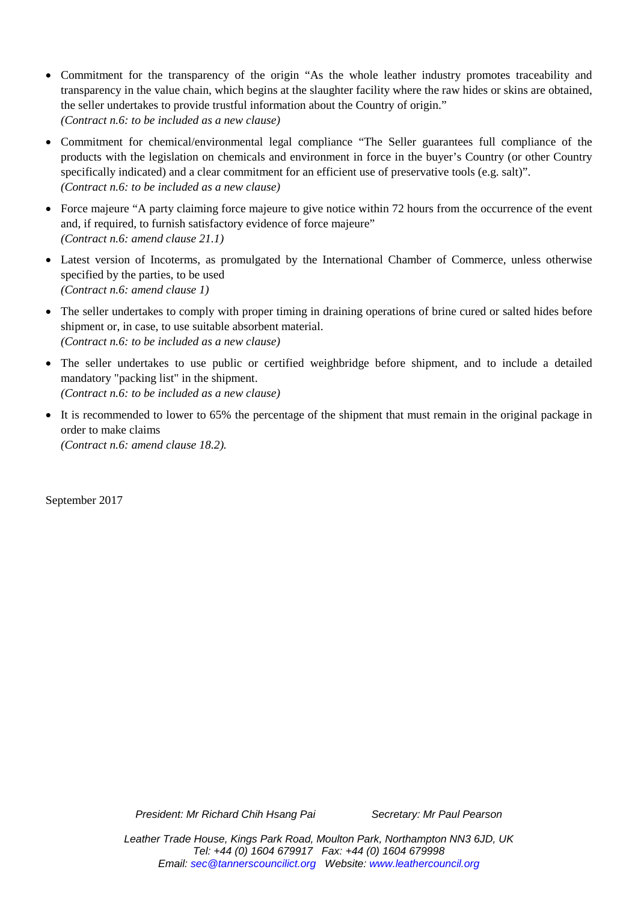- Commitment for the transparency of the origin "As the whole leather industry promotes traceability and transparency in the value chain, which begins at the slaughter facility where the raw hides or skins are obtained, the seller undertakes to provide trustful information about the Country of origin."
  *(Contract n.6: to be included as a new clause)*

- Commitment for chemical/environmental legal compliance "The Seller guarantees full compliance of the products with the legislation on chemicals and environment in force in the buyer's Country (or other Country specifically indicated) and a clear commitment for an efficient use of preservative tools (e.g. salt)".
  *(Contract n.6: to be included as a new clause)*

- Force majeure "A party claiming force majeure to give notice within 72 hours from the occurrence of the event and, if required, to furnish satisfactory evidence of force majeure"
  *(Contract n.6: amend clause 21.1)*

- Latest version of Incoterms, as promulgated by the International Chamber of Commerce, unless otherwise specified by the parties, to be used
  *(Contract n.6: amend clause 1)*

- The seller undertakes to comply with proper timing in draining operations of brine cured or salted hides before shipment or, in case, to use suitable absorbent material.
  *(Contract n.6: to be included as a new clause)*

- The seller undertakes to use public or certified weighbridge before shipment, and to include a detailed mandatory "packing list" in the shipment.
  *(Contract n.6: to be included as a new clause)*

- It is recommended to lower to 65% the percentage of the shipment that must remain in the original package in order to make claims
  *(Contract n.6: amend clause 18.2).*

September 2017

*President: Mr Richard Chih Hsang Pai* *Secretary: Mr Paul Pearson*

*Leather Trade House, Kings Park Road, Moulton Park, Northampton NN3 6JD, UK*
*Tel: +44 (0) 1604 679917 Fax: +44 (0) 1604 679998*
*Email: sec@tannerscouncilict.org Website: www.leathercouncil.org*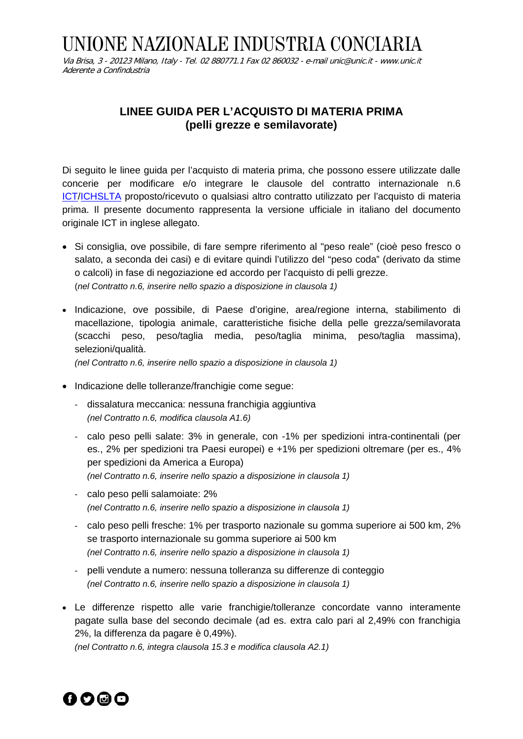# UNIONE NAZIONALE INDUSTRIA CONCIARIA

*Via Brisa, 3 - 20123 Milano, Italy - Tel. 02 880771.1 Fax 02 860032 - e-mail unic@unic.it - www.unic.it*
*Aderente a Confindustria*

## LINEE GUIDA PER L'ACQUISTO DI MATERIA PRIMA (pelli grezze e semilavorate)

Di seguito le linee guida per l'acquisto di materia prima, che possono essere utilizzate dalle concerie per modificare e/o integrare le clausole del contratto internazionale n.6 ICT/ICHSLTA proposto/ricevuto o qualsiasi altro contratto utilizzato per l'acquisto di materia prima. Il presente documento rappresenta la versione ufficiale in italiano del documento originale ICT in inglese allegato.

- Si consiglia, ove possibile, di fare sempre riferimento al "peso reale" (cioè peso fresco o salato, a seconda dei casi) e di evitare quindi l'utilizzo del "peso coda" (derivato da stime o calcoli) in fase di negoziazione ed accordo per l'acquisto di pelli grezze.
  (*nel Contratto n.6, inserire nello spazio a disposizione in clausola 1)*)

- Indicazione, ove possibile, di Paese d'origine, area/regione interna, stabilimento di macellazione, tipologia animale, caratteristiche fisiche della pelle grezza/semilavorata (scacchi peso, peso/taglia media, peso/taglia minima, peso/taglia massima), selezioni/qualità.
  *(nel Contratto n.6, inserire nello spazio a disposizione in clausola 1))*

- Indicazione delle tolleranze/franchigie come segue:
  - dissalatura meccanica: nessuna franchigia aggiuntiva
    *(nel Contratto n.6, modifica clausola A1.6)*
  - calo peso pelli salate: 3% in generale, con -1% per spedizioni intra-continentali (per es., 2% per spedizioni tra Paesi europei) e +1% per spedizioni oltremare (per es., 4% per spedizioni da America a Europa)
    *(nel Contratto n.6, inserire nello spazio a disposizione in clausola 1))*
  - calo peso pelli salamoiate: 2%
    *(nel Contratto n.6, inserire nello spazio a disposizione in clausola 1))*
  - calo peso pelli fresche: 1% per trasporto nazionale su gomma superiore ai 500 km, 2% se trasporto internazionale su gomma superiore ai 500 km
    *(nel Contratto n.6, inserire nello spazio a disposizione in clausola 1))*
  - pelli vendute a numero: nessuna tolleranza su differenze di conteggio
    *(nel Contratto n.6, inserire nello spazio a disposizione in clausola 1))*

- Le differenze rispetto alle varie franchigie/tolleranze concordate vanno interamente pagate sulla base del secondo decimale (ad es. extra calo pari al 2,49% con franchigia 2%, la differenza da pagare è 0,49%).
  *(nel Contratto n.6, integra clausola 15.3 e modifica clausola A2.1)*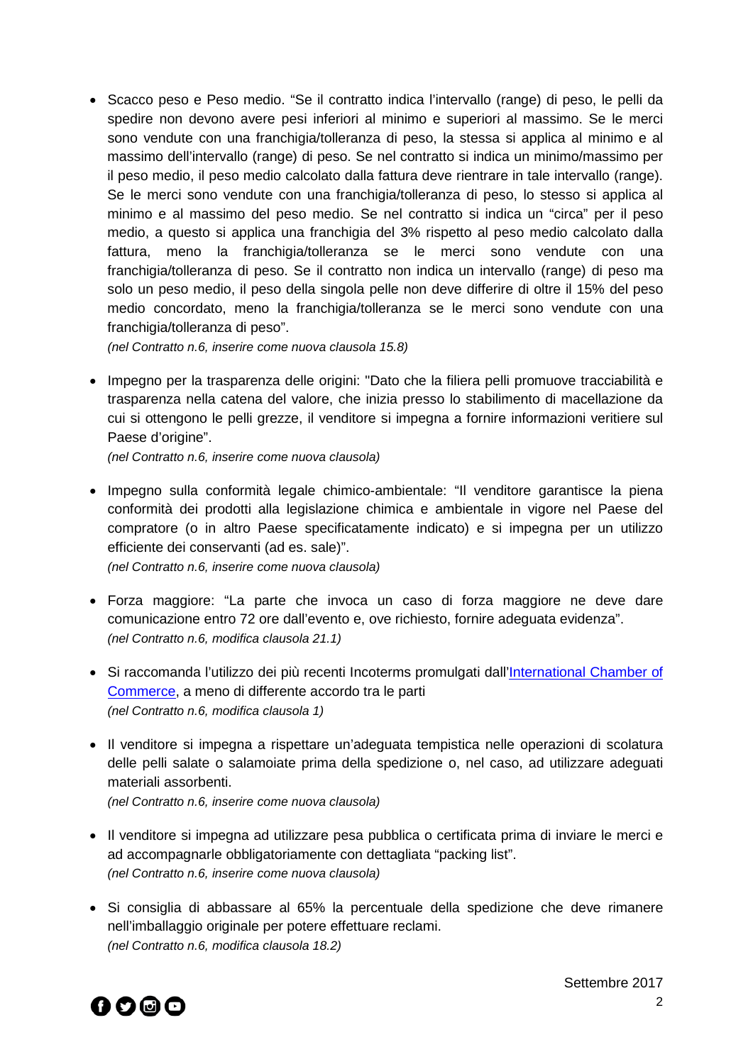- Scacco peso e Peso medio. "Se il contratto indica l'intervallo (range) di peso, le pelli da spedire non devono avere pesi inferiori al minimo e superiori al massimo. Se le merci sono vendute con una franchigia/tolleranza di peso, la stessa si applica al minimo e al massimo dell'intervallo (range) di peso. Se nel contratto si indica un minimo/massimo per il peso medio, il peso medio calcolato dalla fattura deve rientrare in tale intervallo (range). Se le merci sono vendute con una franchigia/tolleranza di peso, lo stesso si applica al minimo e al massimo del peso medio. Se nel contratto si indica un "circa" per il peso medio, a questo si applica una franchigia del 3% rispetto al peso medio calcolato dalla fattura, meno la franchigia/tolleranza se le merci sono vendute con una franchigia/tolleranza di peso. Se il contratto non indica un intervallo (range) di peso ma solo un peso medio, il peso della singola pelle non deve differire di oltre il 15% del peso medio concordato, meno la franchigia/tolleranza se le merci sono vendute con una franchigia/tolleranza di peso".
  *(nel Contratto n.6, inserire come nuova clausola 15.8)*

- Impegno per la trasparenza delle origini: "Dato che la filiera pelli promuove tracciabilità e trasparenza nella catena del valore, che inizia presso lo stabilimento di macellazione da cui si ottengono le pelli grezze, il venditore si impegna a fornire informazioni veritiere sul Paese d'origine".
  *(nel Contratto n.6, inserire come nuova clausola)*

- Impegno sulla conformità legale chimico-ambientale: "Il venditore garantisce la piena conformità dei prodotti alla legislazione chimica e ambientale in vigore nel Paese del compratore (o in altro Paese specificatamente indicato) e si impegna per un utilizzo efficiente dei conservanti (ad es. sale)".
  *(nel Contratto n.6, inserire come nuova clausola)*

- Forza maggiore: "La parte che invoca un caso di forza maggiore ne deve dare comunicazione entro 72 ore dall'evento e, ove richiesto, fornire adeguata evidenza".
  *(nel Contratto n.6, modifica clausola 21.1)*

- Si raccomanda l'utilizzo dei più recenti Incoterms promulgati dall'International Chamber of Commerce, a meno di differente accordo tra le parti
  *(nel Contratto n.6, modifica clausola 1)*

- Il venditore si impegna a rispettare un'adeguata tempistica nelle operazioni di scolatura delle pelli salate o salamoiate prima della spedizione o, nel caso, ad utilizzare adeguati materiali assorbenti.
  *(nel Contratto n.6, inserire come nuova clausola)*

- Il venditore si impegna ad utilizzare pesa pubblica o certificata prima di inviare le merci e ad accompagnarle obbligatoriamente con dettagliata "packing list".
  *(nel Contratto n.6, inserire come nuova clausola)*

- Si consiglia di abbassare al 65% la percentuale della spedizione che deve rimanere nell'imballaggio originale per potere effettuare reclami.
  *(nel Contratto n.6, modifica clausola 18.2)*

Settembre 2017